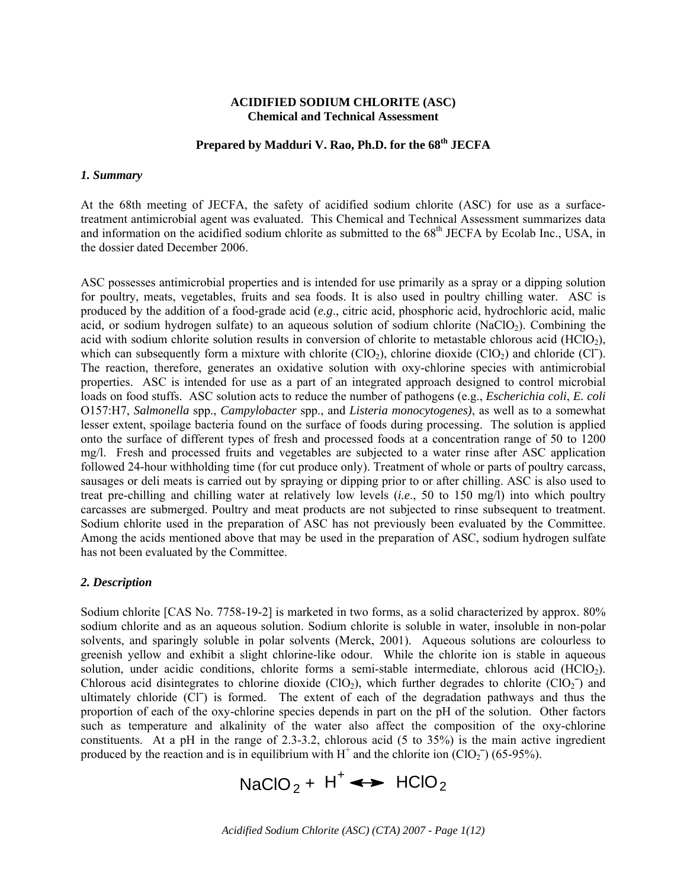**ACIDIFIED SODIUM CHLORITE (ASC)**
**Chemical and Technical Assessment**

**Prepared by Madduri V. Rao, Ph.D. for the 68th JECFA**

### *1. Summary*

At the 68th meeting of JECFA, the safety of acidified sodium chlorite (ASC) for use as a surface-treatment antimicrobial agent was evaluated. This Chemical and Technical Assessment summarizes data and information on the acidified sodium chlorite as submitted to the 68th JECFA by Ecolab Inc., USA, in the dossier dated December 2006.

ASC possesses antimicrobial properties and is intended for use primarily as a spray or a dipping solution for poultry, meats, vegetables, fruits and sea foods. It is also used in poultry chilling water. ASC is produced by the addition of a food-grade acid (*e.g*., citric acid, phosphoric acid, hydrochloric acid, malic acid, or sodium hydrogen sulfate) to an aqueous solution of sodium chlorite ($NaClO_2$). Combining the acid with sodium chlorite solution results in conversion of chlorite to metastable chlorous acid ($HClO_2$), which can subsequently form a mixture with chlorite ($ClO_2$), chlorine dioxide ($ClO_2$) and chloride ($Cl^-$). The reaction, therefore, generates an oxidative solution with oxy-chlorine species with antimicrobial properties. ASC is intended for use as a part of an integrated approach designed to control microbial loads on food stuffs. ASC solution acts to reduce the number of pathogens (e.g., *Escherichia coli*, *E. coli* O157:H7, *Salmonella* spp., *Campylobacter* spp., and *Listeria monocytogenes)*, as well as to a somewhat lesser extent, spoilage bacteria found on the surface of foods during processing. The solution is applied onto the surface of different types of fresh and processed foods at a concentration range of 50 to 1200 mg/l. Fresh and processed fruits and vegetables are subjected to a water rinse after ASC application followed 24-hour withholding time (for cut produce only). Treatment of whole or parts of poultry carcass, sausages or deli meats is carried out by spraying or dipping prior to or after chilling. ASC is also used to treat pre-chilling and chilling water at relatively low levels (*i.e*., 50 to 150 mg/l) into which poultry carcasses are submerged. Poultry and meat products are not subjected to rinse subsequent to treatment. Sodium chlorite used in the preparation of ASC has not previously been evaluated by the Committee. Among the acids mentioned above that may be used in the preparation of ASC, sodium hydrogen sulfate has not been evaluated by the Committee.

### *2. Description*

Sodium chlorite [CAS No. 7758-19-2] is marketed in two forms, as a solid characterized by approx. 80% sodium chlorite and as an aqueous solution. Sodium chlorite is soluble in water, insoluble in non-polar solvents, and sparingly soluble in polar solvents (Merck, 2001). Aqueous solutions are colourless to greenish yellow and exhibit a slight chlorine-like odour. While the chlorite ion is stable in aqueous solution, under acidic conditions, chlorite forms a semi-stable intermediate, chlorous acid ($HClO_2$). Chlorous acid disintegrates to chlorine dioxide ($ClO_2$), which further degrades to chlorite ($ClO_2^-$) and ultimately chloride ($Cl^-$) is formed. The extent of each of the degradation pathways and thus the proportion of each of the oxy-chlorine species depends in part on the pH of the solution. Other factors such as temperature and alkalinity of the water also affect the composition of the oxy-chlorine constituents. At a pH in the range of 2.3-3.2, chlorous acid (5 to 35%) is the main active ingredient produced by the reaction and is in equilibrium with $H^+$ and the chlorite ion ($ClO_2^-$) (65-95%).

$$NaClO_2 + H^+ \leftrightarrow HClO_2$$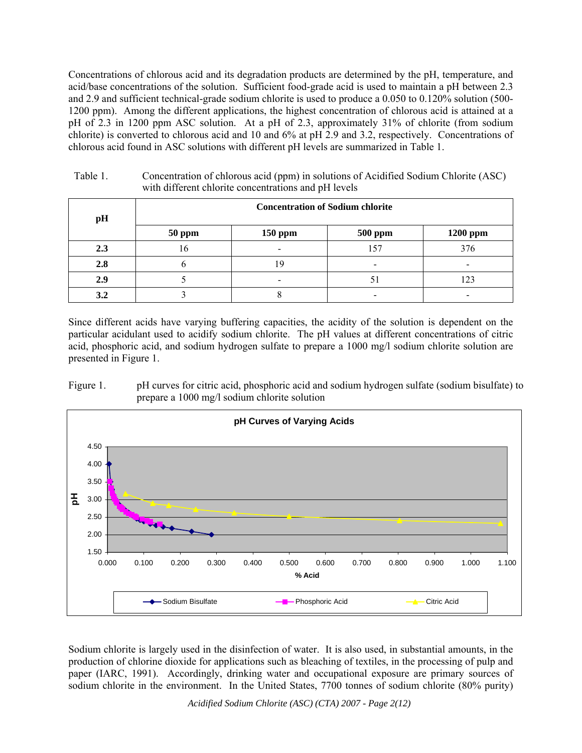Concentrations of chlorous acid and its degradation products are determined by the pH, temperature, and acid/base concentrations of the solution. Sufficient food-grade acid is used to maintain a pH between 2.3 and 2.9 and sufficient technical-grade sodium chlorite is used to produce a 0.050 to 0.120% solution (500-1200 ppm). Among the different applications, the highest concentration of chlorous acid is attained at a pH of 2.3 in 1200 ppm ASC solution. At a pH of 2.3, approximately 31% of chlorite (from sodium chlorite) is converted to chlorous acid and 10 and 6% at pH 2.9 and 3.2, respectively. Concentrations of chlorous acid found in ASC solutions with different pH levels are summarized in Table 1.

Table 1. Concentration of chlorous acid (ppm) in solutions of Acidified Sodium Chlorite (ASC) with different chlorite concentrations and pH levels

| pH | Concentration of Sodium chlorite | | | |
|---|---|---|---|---|
| | 50 ppm | 150 ppm | 500 ppm | 1200 ppm |
| **2.3** | 16 | - | 157 | 376 |
| **2.8** | 6 | 19 | - | - |
| **2.9** | 5 | - | 51 | 123 |
| **3.2** | 3 | 8 | - | - |

Since different acids have varying buffering capacities, the acidity of the solution is dependent on the particular acidulant used to acidify sodium chlorite. The pH values at different concentrations of citric acid, phosphoric acid, and sodium hydrogen sulfate to prepare a 1000 mg/l sodium chlorite solution are presented in Figure 1.

Figure 1. pH curves for citric acid, phosphoric acid and sodium hydrogen sulfate (sodium bisulfate) to prepare a 1000 mg/l sodium chlorite solution

Sodium chlorite is largely used in the disinfection of water. It is also used, in substantial amounts, in the production of chlorine dioxide for applications such as bleaching of textiles, in the processing of pulp and paper (IARC, 1991). Accordingly, drinking water and occupational exposure are primary sources of sodium chlorite in the environment. In the United States, 7700 tonnes of sodium chlorite (80% purity)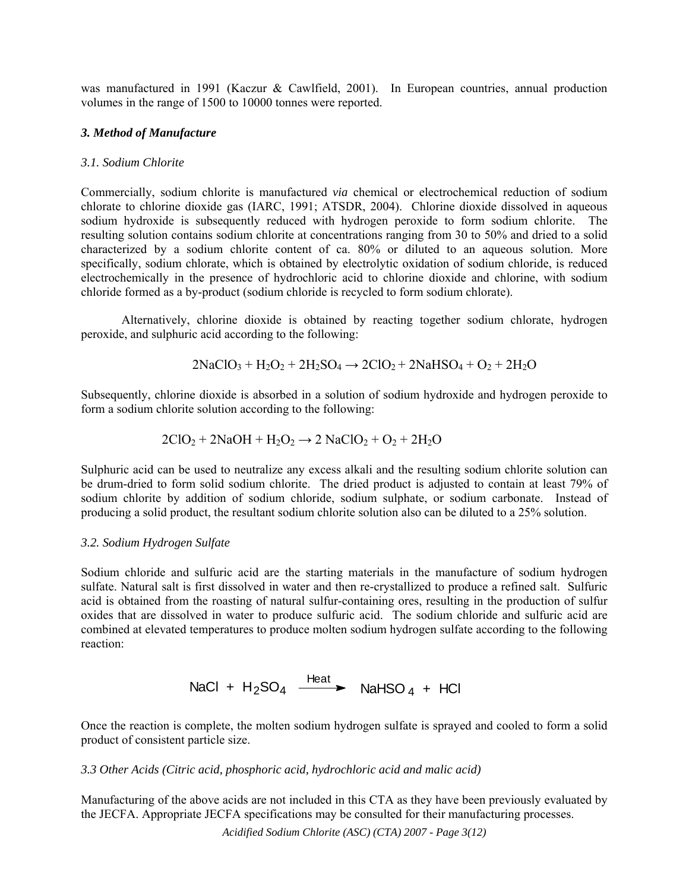was manufactured in 1991 (Kaczur & Cawlfield, 2001). In European countries, annual production volumes in the range of 1500 to 10000 tonnes were reported.

## *3. Method of Manufacture*

### *3.1. Sodium Chlorite*

Commercially, sodium chlorite is manufactured *via* chemical or electrochemical reduction of sodium chlorate to chlorine dioxide gas (IARC, 1991; ATSDR, 2004). Chlorine dioxide dissolved in aqueous sodium hydroxide is subsequently reduced with hydrogen peroxide to form sodium chlorite. The resulting solution contains sodium chlorite at concentrations ranging from 30 to 50% and dried to a solid characterized by a sodium chlorite content of ca. 80% or diluted to an aqueous solution. More specifically, sodium chlorate, which is obtained by electrolytic oxidation of sodium chloride, is reduced electrochemically in the presence of hydrochloric acid to chlorine dioxide and chlorine, with sodium chloride formed as a by-product (sodium chloride is recycled to form sodium chlorate).

Alternatively, chlorine dioxide is obtained by reacting together sodium chlorate, hydrogen peroxide, and sulphuric acid according to the following:

$$2NaClO_3 + H_2O_2 + 2H_2SO_4 \rightarrow 2ClO_2 + 2NaHSO_4 + O_2 + 2H_2O$$

Subsequently, chlorine dioxide is absorbed in a solution of sodium hydroxide and hydrogen peroxide to form a sodium chlorite solution according to the following:

$$2ClO_2 + 2NaOH + H_2O_2 \rightarrow 2\ NaClO_2 + O_2 + 2H_2O$$

Sulphuric acid can be used to neutralize any excess alkali and the resulting sodium chlorite solution can be drum-dried to form solid sodium chlorite. The dried product is adjusted to contain at least 79% of sodium chlorite by addition of sodium chloride, sodium sulphate, or sodium carbonate. Instead of producing a solid product, the resultant sodium chlorite solution also can be diluted to a 25% solution.

### *3.2. Sodium Hydrogen Sulfate*

Sodium chloride and sulfuric acid are the starting materials in the manufacture of sodium hydrogen sulfate. Natural salt is first dissolved in water and then re-crystallized to produce a refined salt. Sulfuric acid is obtained from the roasting of natural sulfur-containing ores, resulting in the production of sulfur oxides that are dissolved in water to produce sulfuric acid. The sodium chloride and sulfuric acid are combined at elevated temperatures to produce molten sodium hydrogen sulfate according to the following reaction:

$$NaCl + H_2SO_4 \xrightarrow{\text{Heat}} NaHSO_4 + HCl$$

Once the reaction is complete, the molten sodium hydrogen sulfate is sprayed and cooled to form a solid product of consistent particle size.

### *3.3 Other Acids (Citric acid, phosphoric acid, hydrochloric acid and malic acid)*

Manufacturing of the above acids are not included in this CTA as they have been previously evaluated by the JECFA. Appropriate JECFA specifications may be consulted for their manufacturing processes.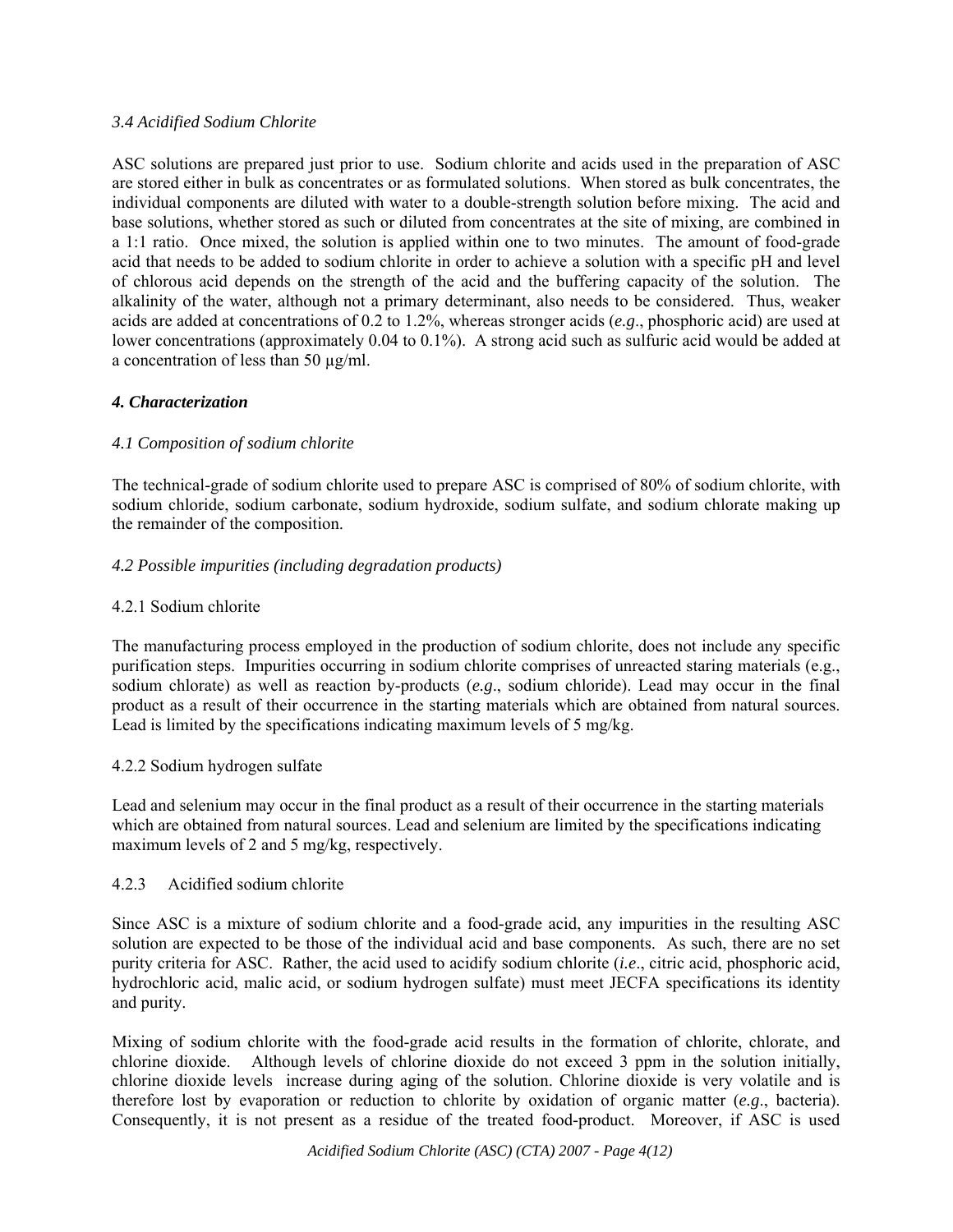### *3.4 Acidified Sodium Chlorite*

ASC solutions are prepared just prior to use. Sodium chlorite and acids used in the preparation of ASC are stored either in bulk as concentrates or as formulated solutions. When stored as bulk concentrates, the individual components are diluted with water to a double-strength solution before mixing. The acid and base solutions, whether stored as such or diluted from concentrates at the site of mixing, are combined in a 1:1 ratio. Once mixed, the solution is applied within one to two minutes. The amount of food-grade acid that needs to be added to sodium chlorite in order to achieve a solution with a specific pH and level of chlorous acid depends on the strength of the acid and the buffering capacity of the solution. The alkalinity of the water, although not a primary determinant, also needs to be considered. Thus, weaker acids are added at concentrations of 0.2 to 1.2%, whereas stronger acids (*e.g*., phosphoric acid) are used at lower concentrations (approximately 0.04 to 0.1%). A strong acid such as sulfuric acid would be added at a concentration of less than 50 µg/ml.

## ***4. Characterization***

### *4.1 Composition of sodium chlorite*

The technical-grade of sodium chlorite used to prepare ASC is comprised of 80% of sodium chlorite, with sodium chloride, sodium carbonate, sodium hydroxide, sodium sulfate, and sodium chlorate making up the remainder of the composition.

### *4.2 Possible impurities (including degradation products)*

#### 4.2.1 Sodium chlorite

The manufacturing process employed in the production of sodium chlorite, does not include any specific purification steps. Impurities occurring in sodium chlorite comprises of unreacted staring materials (e.g., sodium chlorate) as well as reaction by-products (*e.g*., sodium chloride). Lead may occur in the final product as a result of their occurrence in the starting materials which are obtained from natural sources. Lead is limited by the specifications indicating maximum levels of 5 mg/kg.

#### 4.2.2 Sodium hydrogen sulfate

Lead and selenium may occur in the final product as a result of their occurrence in the starting materials which are obtained from natural sources. Lead and selenium are limited by the specifications indicating maximum levels of 2 and 5 mg/kg, respectively.

#### 4.2.3 Acidified sodium chlorite

Since ASC is a mixture of sodium chlorite and a food-grade acid, any impurities in the resulting ASC solution are expected to be those of the individual acid and base components. As such, there are no set purity criteria for ASC. Rather, the acid used to acidify sodium chlorite (*i.e*., citric acid, phosphoric acid, hydrochloric acid, malic acid, or sodium hydrogen sulfate) must meet JECFA specifications its identity and purity.

Mixing of sodium chlorite with the food-grade acid results in the formation of chlorite, chlorate, and chlorine dioxide. Although levels of chlorine dioxide do not exceed 3 ppm in the solution initially, chlorine dioxide levels increase during aging of the solution. Chlorine dioxide is very volatile and is therefore lost by evaporation or reduction to chlorite by oxidation of organic matter (*e.g*., bacteria). Consequently, it is not present as a residue of the treated food-product. Moreover, if ASC is used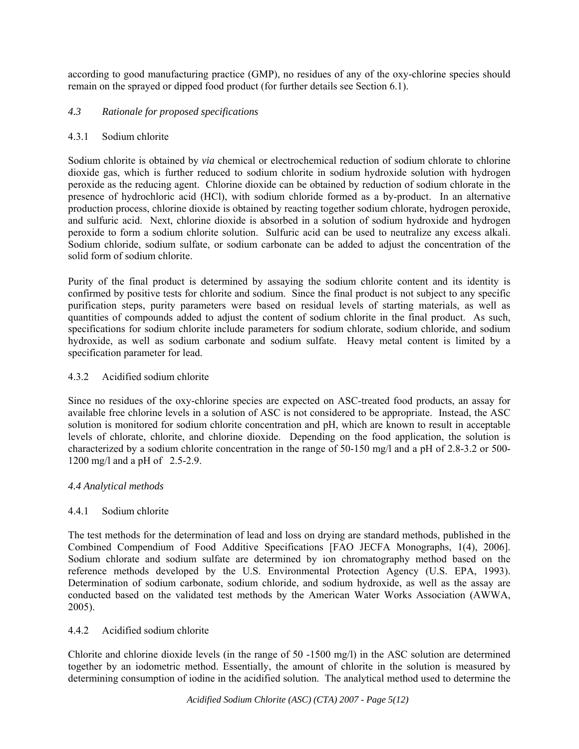according to good manufacturing practice (GMP), no residues of any of the oxy-chlorine species should remain on the sprayed or dipped food product (for further details see Section 6.1).

### *4.3 Rationale for proposed specifications*

#### 4.3.1 Sodium chlorite

Sodium chlorite is obtained by *via* chemical or electrochemical reduction of sodium chlorate to chlorine dioxide gas, which is further reduced to sodium chlorite in sodium hydroxide solution with hydrogen peroxide as the reducing agent. Chlorine dioxide can be obtained by reduction of sodium chlorate in the presence of hydrochloric acid (HCl), with sodium chloride formed as a by-product. In an alternative production process, chlorine dioxide is obtained by reacting together sodium chlorate, hydrogen peroxide, and sulfuric acid. Next, chlorine dioxide is absorbed in a solution of sodium hydroxide and hydrogen peroxide to form a sodium chlorite solution. Sulfuric acid can be used to neutralize any excess alkali. Sodium chloride, sodium sulfate, or sodium carbonate can be added to adjust the concentration of the solid form of sodium chlorite.

Purity of the final product is determined by assaying the sodium chlorite content and its identity is confirmed by positive tests for chlorite and sodium. Since the final product is not subject to any specific purification steps, purity parameters were based on residual levels of starting materials, as well as quantities of compounds added to adjust the content of sodium chlorite in the final product. As such, specifications for sodium chlorite include parameters for sodium chlorate, sodium chloride, and sodium hydroxide, as well as sodium carbonate and sodium sulfate. Heavy metal content is limited by a specification parameter for lead.

#### 4.3.2 Acidified sodium chlorite

Since no residues of the oxy-chlorine species are expected on ASC-treated food products, an assay for available free chlorine levels in a solution of ASC is not considered to be appropriate. Instead, the ASC solution is monitored for sodium chlorite concentration and pH, which are known to result in acceptable levels of chlorate, chlorite, and chlorine dioxide. Depending on the food application, the solution is characterized by a sodium chlorite concentration in the range of 50-150 mg/l and a pH of 2.8-3.2 or 500-1200 mg/l and a pH of 2.5-2.9.

### *4.4 Analytical methods*

#### 4.4.1 Sodium chlorite

The test methods for the determination of lead and loss on drying are standard methods, published in the Combined Compendium of Food Additive Specifications [FAO JECFA Monographs, 1(4), 2006]. Sodium chlorate and sodium sulfate are determined by ion chromatography method based on the reference methods developed by the U.S. Environmental Protection Agency (U.S. EPA, 1993). Determination of sodium carbonate, sodium chloride, and sodium hydroxide, as well as the assay are conducted based on the validated test methods by the American Water Works Association (AWWA, 2005).

#### 4.4.2 Acidified sodium chlorite

Chlorite and chlorine dioxide levels (in the range of 50 -1500 mg/l) in the ASC solution are determined together by an iodometric method. Essentially, the amount of chlorite in the solution is measured by determining consumption of iodine in the acidified solution. The analytical method used to determine the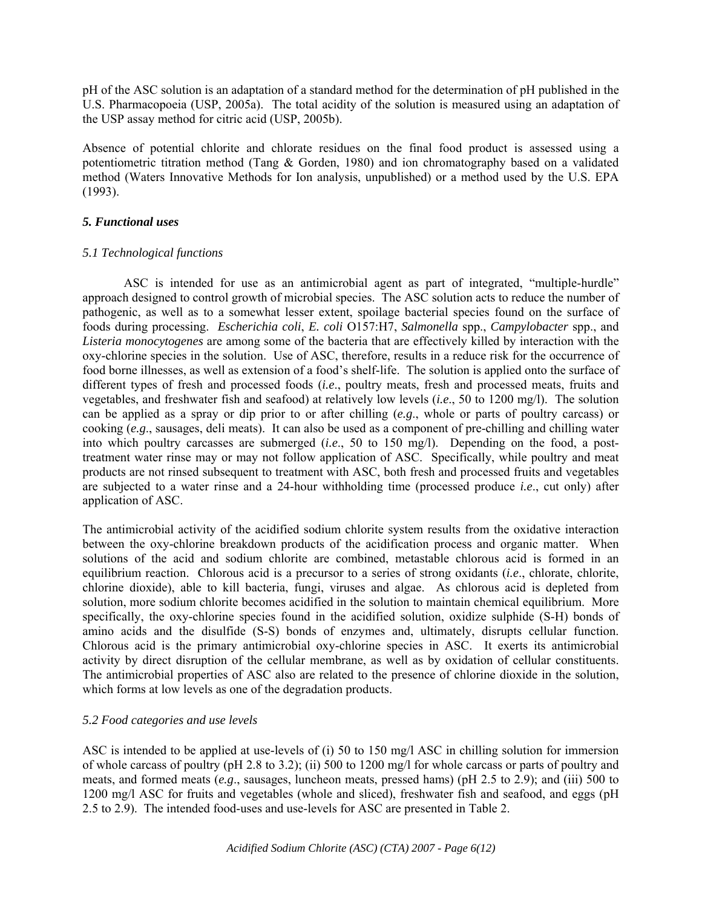pH of the ASC solution is an adaptation of a standard method for the determination of pH published in the U.S. Pharmacopoeia (USP, 2005a). The total acidity of the solution is measured using an adaptation of the USP assay method for citric acid (USP, 2005b).

Absence of potential chlorite and chlorate residues on the final food product is assessed using a potentiometric titration method (Tang & Gorden, 1980) and ion chromatography based on a validated method (Waters Innovative Methods for Ion analysis, unpublished) or a method used by the U.S. EPA (1993).

### *5. Functional uses*

#### *5.1 Technological functions*

ASC is intended for use as an antimicrobial agent as part of integrated, "multiple-hurdle" approach designed to control growth of microbial species. The ASC solution acts to reduce the number of pathogenic, as well as to a somewhat lesser extent, spoilage bacterial species found on the surface of foods during processing. *Escherichia coli*, *E. coli* O157:H7, *Salmonella* spp., *Campylobacter* spp., and *Listeria monocytogenes* are among some of the bacteria that are effectively killed by interaction with the oxy-chlorine species in the solution. Use of ASC, therefore, results in a reduce risk for the occurrence of food borne illnesses, as well as extension of a food's shelf-life. The solution is applied onto the surface of different types of fresh and processed foods (*i.e*., poultry meats, fresh and processed meats, fruits and vegetables, and freshwater fish and seafood) at relatively low levels (*i.e*., 50 to 1200 mg/l). The solution can be applied as a spray or dip prior to or after chilling (*e.g*., whole or parts of poultry carcass) or cooking (*e.g*., sausages, deli meats). It can also be used as a component of pre-chilling and chilling water into which poultry carcasses are submerged (*i.e*., 50 to 150 mg/l). Depending on the food, a post-treatment water rinse may or may not follow application of ASC. Specifically, while poultry and meat products are not rinsed subsequent to treatment with ASC, both fresh and processed fruits and vegetables are subjected to a water rinse and a 24-hour withholding time (processed produce *i.e*., cut only) after application of ASC.

The antimicrobial activity of the acidified sodium chlorite system results from the oxidative interaction between the oxy-chlorine breakdown products of the acidification process and organic matter. When solutions of the acid and sodium chlorite are combined, metastable chlorous acid is formed in an equilibrium reaction. Chlorous acid is a precursor to a series of strong oxidants (*i.e*., chlorate, chlorite, chlorine dioxide), able to kill bacteria, fungi, viruses and algae. As chlorous acid is depleted from solution, more sodium chlorite becomes acidified in the solution to maintain chemical equilibrium. More specifically, the oxy-chlorine species found in the acidified solution, oxidize sulphide (S-H) bonds of amino acids and the disulfide (S-S) bonds of enzymes and, ultimately, disrupts cellular function. Chlorous acid is the primary antimicrobial oxy-chlorine species in ASC. It exerts its antimicrobial activity by direct disruption of the cellular membrane, as well as by oxidation of cellular constituents. The antimicrobial properties of ASC also are related to the presence of chlorine dioxide in the solution, which forms at low levels as one of the degradation products.

#### *5.2 Food categories and use levels*

ASC is intended to be applied at use-levels of (i) 50 to 150 mg/l ASC in chilling solution for immersion of whole carcass of poultry (pH 2.8 to 3.2); (ii) 500 to 1200 mg/l for whole carcass or parts of poultry and meats, and formed meats (*e.g*., sausages, luncheon meats, pressed hams) (pH 2.5 to 2.9); and (iii) 500 to 1200 mg/l ASC for fruits and vegetables (whole and sliced), freshwater fish and seafood, and eggs (pH 2.5 to 2.9). The intended food-uses and use-levels for ASC are presented in Table 2.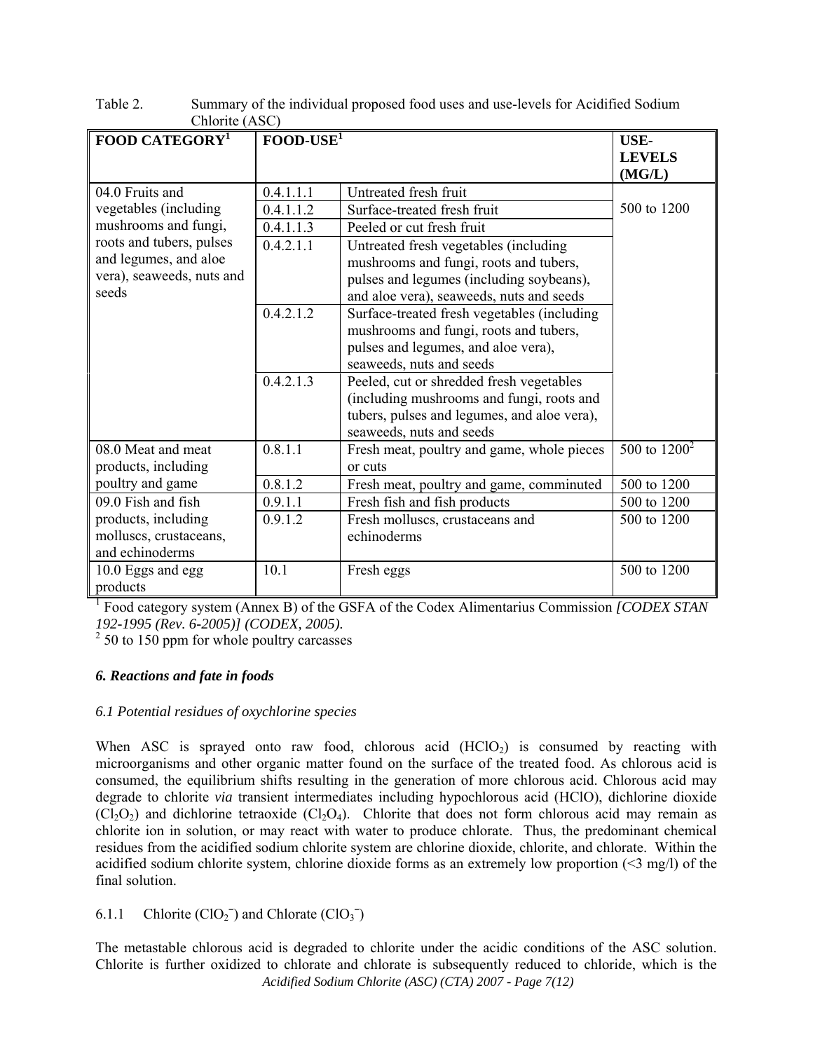Table 2. Summary of the individual proposed food uses and use-levels for Acidified Sodium Chlorite (ASC)

| FOOD CATEGORY[1] | FOOD-USE[1] | | USE-LEVELS (MG/L) |
|---|---|---|---|
| 04.0 Fruits and vegetables (including mushrooms and fungi, roots and tubers, pulses and legumes, and aloe vera), seaweeds, nuts and seeds | 0.4.1.1.1 | Untreated fresh fruit | 500 to 1200 |
| | 0.4.1.1.2 | Surface-treated fresh fruit | |
| | 0.4.1.1.3 | Peeled or cut fresh fruit | |
| | 0.4.2.1.1 | Untreated fresh vegetables (including mushrooms and fungi, roots and tubers, pulses and legumes (including soybeans), and aloe vera), seaweeds, nuts and seeds | |
| | 0.4.2.1.2 | Surface-treated fresh vegetables (including mushrooms and fungi, roots and tubers, pulses and legumes, and aloe vera), seaweeds, nuts and seeds | |
| | 0.4.2.1.3 | Peeled, cut or shredded fresh vegetables (including mushrooms and fungi, roots and tubers, pulses and legumes, and aloe vera), seaweeds, nuts and seeds | |
| 08.0 Meat and meat products, including poultry and game | 0.8.1.1 | Fresh meat, poultry and game, whole pieces or cuts | 500 to 1200[2] |
| | 0.8.1.2 | Fresh meat, poultry and game, comminuted | 500 to 1200 |
| 09.0 Fish and fish products, including molluscs, crustaceans, and echinoderms | 0.9.1.1 | Fresh fish and fish products | 500 to 1200 |
| | 0.9.1.2 | Fresh molluscs, crustaceans and echinoderms | 500 to 1200 |
| 10.0 Eggs and egg products | 10.1 | Fresh eggs | 500 to 1200 |

[1] Food category system (Annex B) of the GSFA of the Codex Alimentarius Commission *[CODEX STAN 192-1995 (Rev. 6-2005)] (CODEX, 2005).*
[2] 50 to 150 ppm for whole poultry carcasses

### *6. Reactions and fate in foods*

#### *6.1 Potential residues of oxychlorine species*

When ASC is sprayed onto raw food, chlorous acid ($HClO_2$) is consumed by reacting with microorganisms and other organic matter found on the surface of the treated food. As chlorous acid is consumed, the equilibrium shifts resulting in the generation of more chlorous acid. Chlorous acid may degrade to chlorite *via* transient intermediates including hypochlorous acid (HClO), dichlorine dioxide ($Cl_2O_2$) and dichlorine tetraoxide ($Cl_2O_4$). Chlorite that does not form chlorous acid may remain as chlorite ion in solution, or may react with water to produce chlorate. Thus, the predominant chemical residues from the acidified sodium chlorite system are chlorine dioxide, chlorite, and chlorate. Within the acidified sodium chlorite system, chlorine dioxide forms as an extremely low proportion (<3 mg/l) of the final solution.

#### 6.1.1 Chlorite ($ClO_2^-$) and Chlorate ($ClO_3^-$)

The metastable chlorous acid is degraded to chlorite under the acidic conditions of the ASC solution. Chlorite is further oxidized to chlorate and chlorate is subsequently reduced to chloride, which is the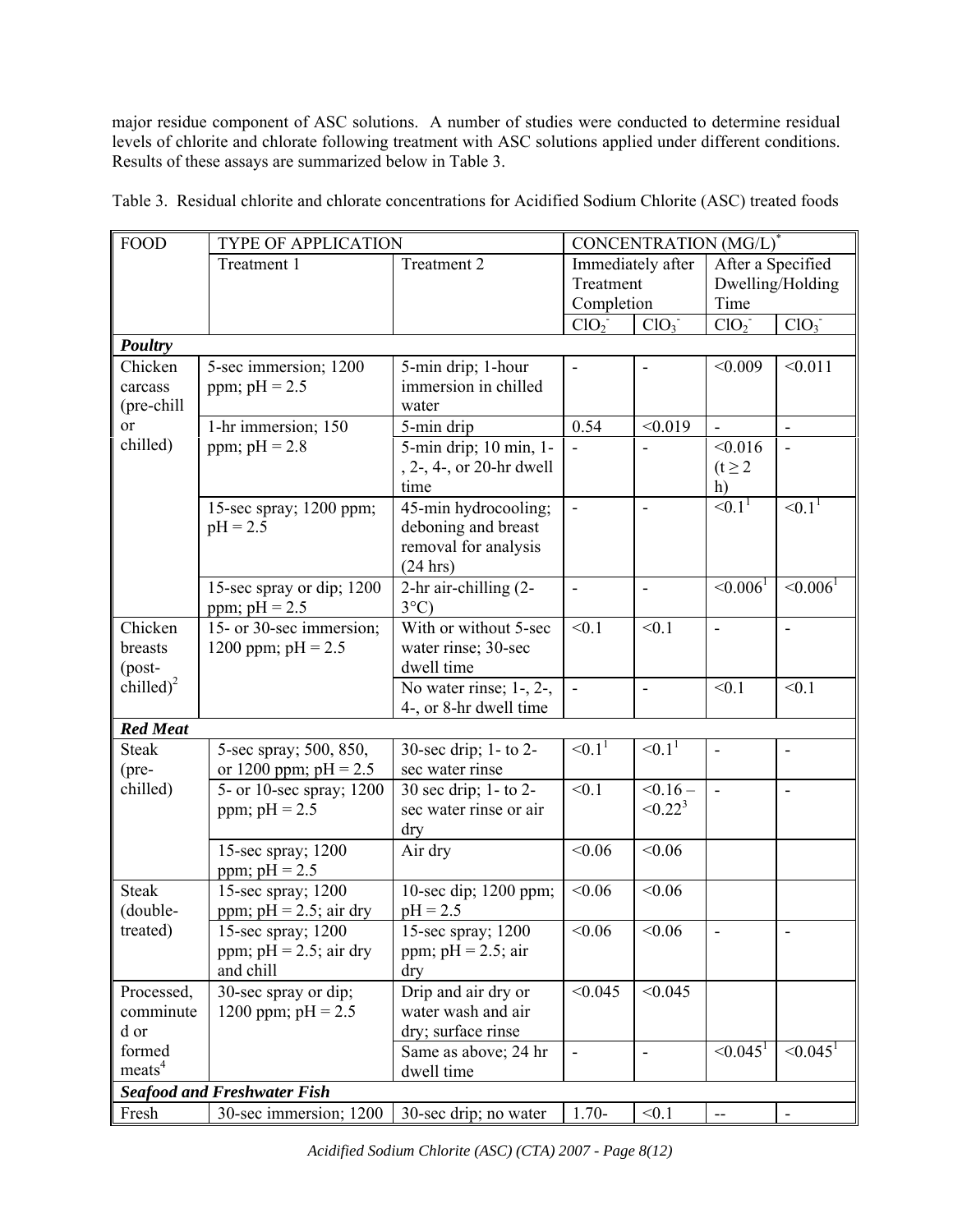major residue component of ASC solutions. A number of studies were conducted to determine residual levels of chlorite and chlorate following treatment with ASC solutions applied under different conditions. Results of these assays are summarized below in Table 3.

Table 3. Residual chlorite and chlorate concentrations for Acidified Sodium Chlorite (ASC) treated foods

| FOOD | TYPE OF APPLICATION | | CONCENTRATION (MG/L)* | | | |
|---|---|---|---|---|---|---|
| | Treatment 1 | Treatment 2 | Immediately after Treatment Completion | | After a Specified Dwelling/Holding Time | |
| | | | $ClO_2^-$ | $ClO_3^-$ | $ClO_2^-$ | $ClO_3^-$ |
| ***Poultry*** | | | | | | |
| Chicken carcass (pre-chill or chilled) | 5-sec immersion; 1200 ppm; pH = 2.5 | 5-min drip; 1-hour immersion in chilled water | - | - | <0.009 | <0.011 |
| | 1-hr immersion; 150 ppm; pH = 2.8 | 5-min drip | 0.54 | <0.019 | - | - |
| | | 5-min drip; 10 min, 1-, 2-, 4-, or 20-hr dwell time | - | - | <0.016 ($t \geq 2$ h) | - |
| | 15-sec spray; 1200 ppm; pH = 2.5 | 45-min hydrocooling; deboning and breast removal for analysis (24 hrs) | - | - | <0.1[1] | <0.1[1] |
| | 15-sec spray or dip; 1200 ppm; pH = 2.5 | 2-hr air-chilling (2-3°C) | - | - | <0.006[1] | <0.006[1] |
| Chicken breasts (post-chilled)[2] | 15- or 30-sec immersion; 1200 ppm; pH = 2.5 | With or without 5-sec water rinse; 30-sec dwell time | <0.1 | <0.1 | - | - |
| | | No water rinse; 1-, 2-, 4-, or 8-hr dwell time | - | - | <0.1 | <0.1 |
| ***Red Meat*** | | | | | | |
| Steak (pre-chilled) | 5-sec spray; 500, 850, or 1200 ppm; pH = 2.5 | 30-sec drip; 1- to 2-sec water rinse | <0.1[1] | <0.1[1] | - | - |
| | 5- or 10-sec spray; 1200 ppm; pH = 2.5 | 30 sec drip; 1- to 2-sec water rinse or air dry | <0.1 | <0.16 – <0.22[3] | - | - |
| | 15-sec spray; 1200 ppm; pH = 2.5 | Air dry | <0.06 | <0.06 | | |
| Steak (double-treated) | 15-sec spray; 1200 ppm; pH = 2.5; air dry | 10-sec dip; 1200 ppm; pH = 2.5 | <0.06 | <0.06 | | |
| | 15-sec spray; 1200 ppm; pH = 2.5; air dry and chill | 15-sec spray; 1200 ppm; pH = 2.5; air dry | <0.06 | <0.06 | - | - |
| Processed, comminuted or formed meats[4] | 30-sec spray or dip; 1200 ppm; pH = 2.5 | Drip and air dry or water wash and air dry; surface rinse | <0.045 | <0.045 | | |
| | | Same as above; 24 hr dwell time | - | - | <0.045[1] | <0.045[1] |
| ***Seafood and Freshwater Fish*** | | | | | | |
| Fresh | 30-sec immersion; 1200 | 30-sec drip; no water | 1.70- | <0.1 | -- | - |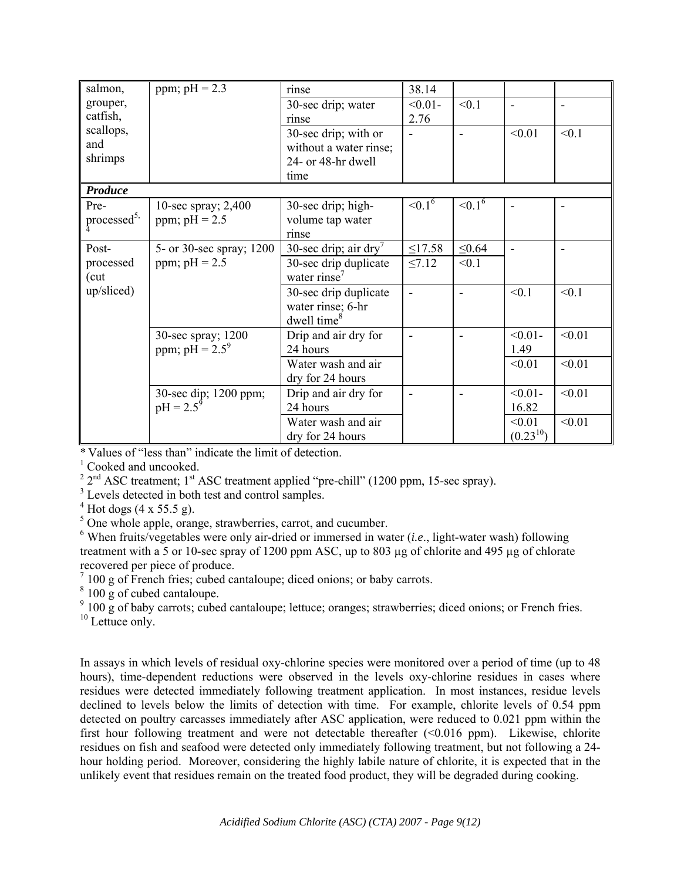| salmon, grouper, catfish, scallops, and shrimps | ppm; pH = 2.3 | rinse | 38.14 | | | |
|---|---|---|---|---|---|---|
| | | 30-sec drip; water rinse | <0.01-2.76 | <0.1 | - | - |
| | | 30-sec drip; with or without a water rinse; 24- or 48-hr dwell time | - | - | <0.01 | <0.1 |
| ***Produce*** | | | | | | |
| Pre-processed[5, 4] | 10-sec spray; 2,400 ppm; pH = 2.5 | 30-sec drip; high-volume tap water rinse | <0.1[6] | <0.1[6] | - | - |
| Post-processed (cut up/sliced) | 5- or 30-sec spray; 1200 ppm; pH = 2.5 | 30-sec drip; air dry[7] | ≤17.58 | ≤0.64 | - | - |
| | | 30-sec drip duplicate water rinse[7] | ≤7.12 | <0.1 | | |
| | | 30-sec drip duplicate water rinse; 6-hr dwell time[8] | - | - | <0.1 | <0.1 |
| | 30-sec spray; 1200 ppm; pH = 2.5[9] | Drip and air dry for 24 hours | - | - | <0.01-1.49 | <0.01 |
| | | Water wash and air dry for 24 hours | | | <0.01 | <0.01 |
| | 30-sec dip; 1200 ppm; pH = 2.5[9] | Drip and air dry for 24 hours | - | - | <0.01-16.82 | <0.01 |
| | | Water wash and air dry for 24 hours | | | <0.01 (0.23[10]) | <0.01 |

* Values of "less than" indicate the limit of detection.
[1] Cooked and uncooked.
[2] 2nd ASC treatment; 1st ASC treatment applied "pre-chill" (1200 ppm, 15-sec spray).
[3] Levels detected in both test and control samples.
[4] Hot dogs (4 x 55.5 g).
[5] One whole apple, orange, strawberries, carrot, and cucumber.
[6] When fruits/vegetables were only air-dried or immersed in water (*i.e*., light-water wash) following treatment with a 5 or 10-sec spray of 1200 ppm ASC, up to 803 µg of chlorite and 495 µg of chlorate recovered per piece of produce.
[7] 100 g of French fries; cubed cantaloupe; diced onions; or baby carrots.
[8] 100 g of cubed cantaloupe.
[9] 100 g of baby carrots; cubed cantaloupe; lettuce; oranges; strawberries; diced onions; or French fries.
[10] Lettuce only.

In assays in which levels of residual oxy-chlorine species were monitored over a period of time (up to 48 hours), time-dependent reductions were observed in the levels oxy-chlorine residues in cases where residues were detected immediately following treatment application. In most instances, residue levels declined to levels below the limits of detection with time. For example, chlorite levels of 0.54 ppm detected on poultry carcasses immediately after ASC application, were reduced to 0.021 ppm within the first hour following treatment and were not detectable thereafter (<0.016 ppm). Likewise, chlorite residues on fish and seafood were detected only immediately following treatment, but not following a 24-hour holding period. Moreover, considering the highly labile nature of chlorite, it is expected that in the unlikely event that residues remain on the treated food product, they will be degraded during cooking.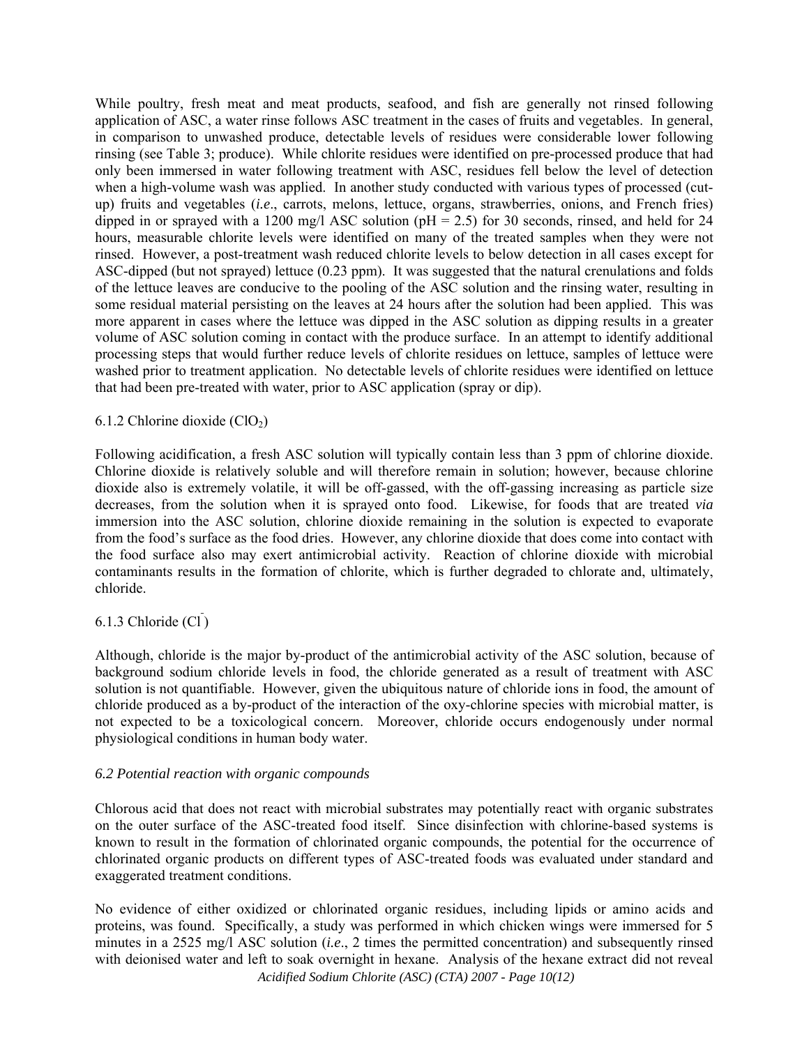While poultry, fresh meat and meat products, seafood, and fish are generally not rinsed following application of ASC, a water rinse follows ASC treatment in the cases of fruits and vegetables. In general, in comparison to unwashed produce, detectable levels of residues were considerable lower following rinsing (see Table 3; produce). While chlorite residues were identified on pre-processed produce that had only been immersed in water following treatment with ASC, residues fell below the level of detection when a high-volume wash was applied. In another study conducted with various types of processed (cut-up) fruits and vegetables (*i.e*., carrots, melons, lettuce, organs, strawberries, onions, and French fries) dipped in or sprayed with a 1200 mg/l ASC solution (pH = 2.5) for 30 seconds, rinsed, and held for 24 hours, measurable chlorite levels were identified on many of the treated samples when they were not rinsed. However, a post-treatment wash reduced chlorite levels to below detection in all cases except for ASC-dipped (but not sprayed) lettuce (0.23 ppm). It was suggested that the natural crenulations and folds of the lettuce leaves are conducive to the pooling of the ASC solution and the rinsing water, resulting in some residual material persisting on the leaves at 24 hours after the solution had been applied. This was more apparent in cases where the lettuce was dipped in the ASC solution as dipping results in a greater volume of ASC solution coming in contact with the produce surface. In an attempt to identify additional processing steps that would further reduce levels of chlorite residues on lettuce, samples of lettuce were washed prior to treatment application. No detectable levels of chlorite residues were identified on lettuce that had been pre-treated with water, prior to ASC application (spray or dip).

6.1.2 Chlorine dioxide ($ClO_2$)

Following acidification, a fresh ASC solution will typically contain less than 3 ppm of chlorine dioxide. Chlorine dioxide is relatively soluble and will therefore remain in solution; however, because chlorine dioxide also is extremely volatile, it will be off-gassed, with the off-gassing increasing as particle size decreases, from the solution when it is sprayed onto food. Likewise, for foods that are treated *via* immersion into the ASC solution, chlorine dioxide remaining in the solution is expected to evaporate from the food's surface as the food dries. However, any chlorine dioxide that does come into contact with the food surface also may exert antimicrobial activity. Reaction of chlorine dioxide with microbial contaminants results in the formation of chlorite, which is further degraded to chlorate and, ultimately, chloride.

6.1.3 Chloride ($Cl^-$)

Although, chloride is the major by-product of the antimicrobial activity of the ASC solution, because of background sodium chloride levels in food, the chloride generated as a result of treatment with ASC solution is not quantifiable. However, given the ubiquitous nature of chloride ions in food, the amount of chloride produced as a by-product of the interaction of the oxy-chlorine species with microbial matter, is not expected to be a toxicological concern. Moreover, chloride occurs endogenously under normal physiological conditions in human body water.

*6.2 Potential reaction with organic compounds*

Chlorous acid that does not react with microbial substrates may potentially react with organic substrates on the outer surface of the ASC-treated food itself. Since disinfection with chlorine-based systems is known to result in the formation of chlorinated organic compounds, the potential for the occurrence of chlorinated organic products on different types of ASC-treated foods was evaluated under standard and exaggerated treatment conditions.

No evidence of either oxidized or chlorinated organic residues, including lipids or amino acids and proteins, was found. Specifically, a study was performed in which chicken wings were immersed for 5 minutes in a 2525 mg/l ASC solution (*i.e*., 2 times the permitted concentration) and subsequently rinsed with deionised water and left to soak overnight in hexane. Analysis of the hexane extract did not reveal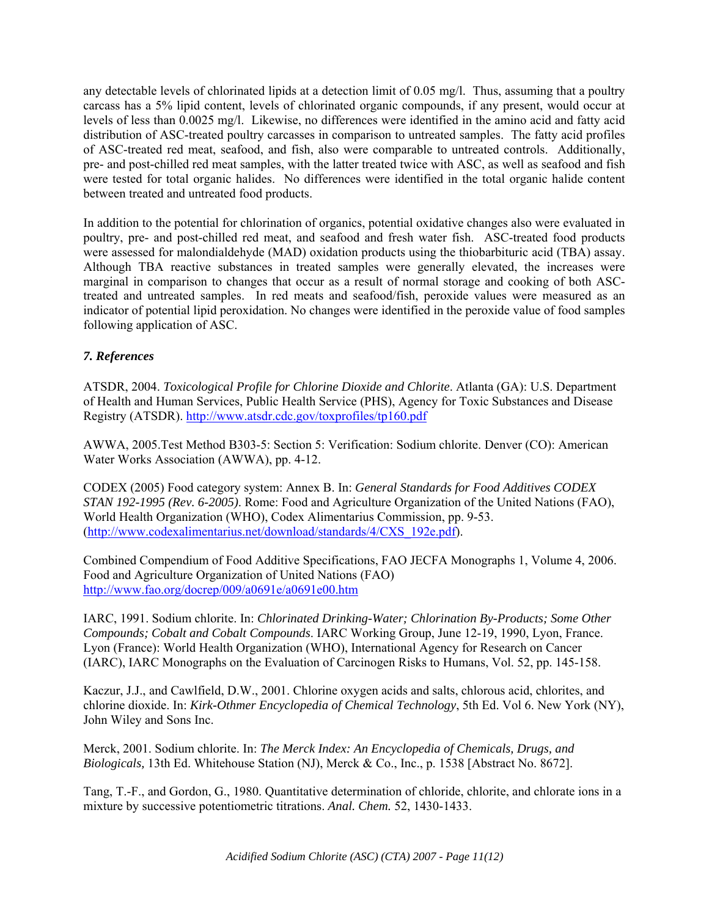any detectable levels of chlorinated lipids at a detection limit of 0.05 mg/l. Thus, assuming that a poultry carcass has a 5% lipid content, levels of chlorinated organic compounds, if any present, would occur at levels of less than 0.0025 mg/l. Likewise, no differences were identified in the amino acid and fatty acid distribution of ASC-treated poultry carcasses in comparison to untreated samples. The fatty acid profiles of ASC-treated red meat, seafood, and fish, also were comparable to untreated controls. Additionally, pre- and post-chilled red meat samples, with the latter treated twice with ASC, as well as seafood and fish were tested for total organic halides. No differences were identified in the total organic halide content between treated and untreated food products.

In addition to the potential for chlorination of organics, potential oxidative changes also were evaluated in poultry, pre- and post-chilled red meat, and seafood and fresh water fish. ASC-treated food products were assessed for malondialdehyde (MAD) oxidation products using the thiobarbituric acid (TBA) assay. Although TBA reactive substances in treated samples were generally elevated, the increases were marginal in comparison to changes that occur as a result of normal storage and cooking of both ASC-treated and untreated samples. In red meats and seafood/fish, peroxide values were measured as an indicator of potential lipid peroxidation. No changes were identified in the peroxide value of food samples following application of ASC.

### *7. References*

ATSDR, 2004. *Toxicological Profile for Chlorine Dioxide and Chlorite*. Atlanta (GA): U.S. Department of Health and Human Services, Public Health Service (PHS), Agency for Toxic Substances and Disease Registry (ATSDR). http://www.atsdr.cdc.gov/toxprofiles/tp160.pdf

AWWA, 2005.Test Method B303-5: Section 5: Verification: Sodium chlorite. Denver (CO): American Water Works Association (AWWA), pp. 4-12.

CODEX (2005) Food category system: Annex B. In: *General Standards for Food Additives CODEX STAN 192-1995 (Rev. 6-2005)*. Rome: Food and Agriculture Organization of the United Nations (FAO), World Health Organization (WHO), Codex Alimentarius Commission, pp. 9-53. (http://www.codexalimentarius.net/download/standards/4/CXS_192e.pdf).

Combined Compendium of Food Additive Specifications, FAO JECFA Monographs 1, Volume 4, 2006. Food and Agriculture Organization of United Nations (FAO) http://www.fao.org/docrep/009/a0691e/a0691e00.htm

IARC, 1991. Sodium chlorite. In: *Chlorinated Drinking-Water; Chlorination By-Products; Some Other Compounds; Cobalt and Cobalt Compounds*. IARC Working Group, June 12-19, 1990, Lyon, France. Lyon (France): World Health Organization (WHO), International Agency for Research on Cancer (IARC), IARC Monographs on the Evaluation of Carcinogen Risks to Humans, Vol. 52, pp. 145-158.

Kaczur, J.J., and Cawlfield, D.W., 2001. Chlorine oxygen acids and salts, chlorous acid, chlorites, and chlorine dioxide. In: *Kirk-Othmer Encyclopedia of Chemical Technology*, 5th Ed. Vol 6. New York (NY), John Wiley and Sons Inc.

Merck, 2001. Sodium chlorite. In: *The Merck Index: An Encyclopedia of Chemicals, Drugs, and Biologicals,* 13th Ed. Whitehouse Station (NJ), Merck & Co., Inc., p. 1538 [Abstract No. 8672].

Tang, T.-F., and Gordon, G., 1980. Quantitative determination of chloride, chlorite, and chlorate ions in a mixture by successive potentiometric titrations. *Anal. Chem.* 52, 1430-1433.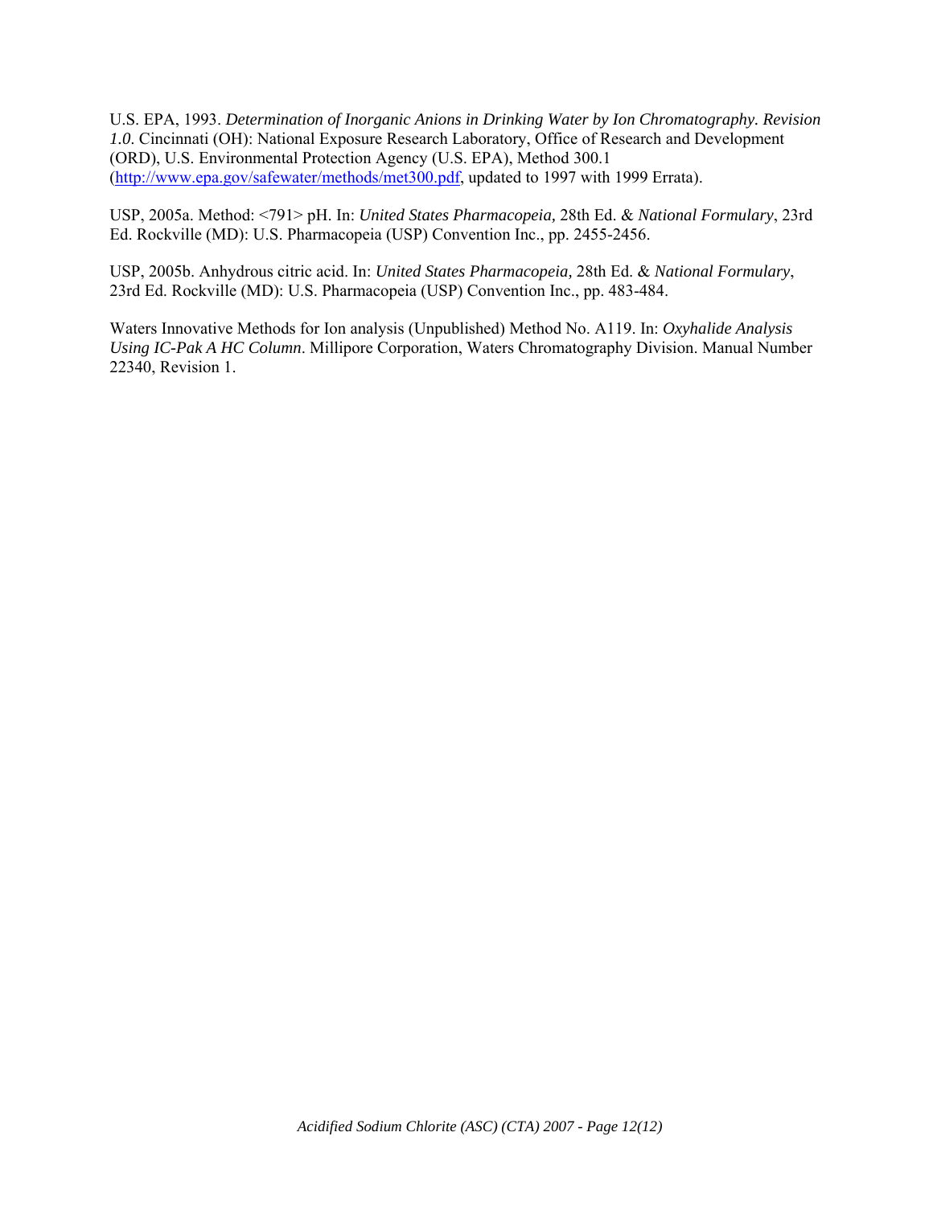U.S. EPA, 1993. *Determination of Inorganic Anions in Drinking Water by Ion Chromatography. Revision 1.0*. Cincinnati (OH): National Exposure Research Laboratory, Office of Research and Development (ORD), U.S. Environmental Protection Agency (U.S. EPA), Method 300.1 (http://www.epa.gov/safewater/methods/met300.pdf, updated to 1997 with 1999 Errata).

USP, 2005a. Method: <791> pH. In: *United States Pharmacopeia,* 28th Ed. & *National Formulary*, 23rd Ed. Rockville (MD): U.S. Pharmacopeia (USP) Convention Inc., pp. 2455-2456.

USP, 2005b. Anhydrous citric acid. In: *United States Pharmacopeia,* 28th Ed. & *National Formulary*, 23rd Ed. Rockville (MD): U.S. Pharmacopeia (USP) Convention Inc., pp. 483-484.

Waters Innovative Methods for Ion analysis (Unpublished) Method No. A119. In: *Oxyhalide Analysis Using IC-Pak A HC Column*. Millipore Corporation, Waters Chromatography Division. Manual Number 22340, Revision 1.